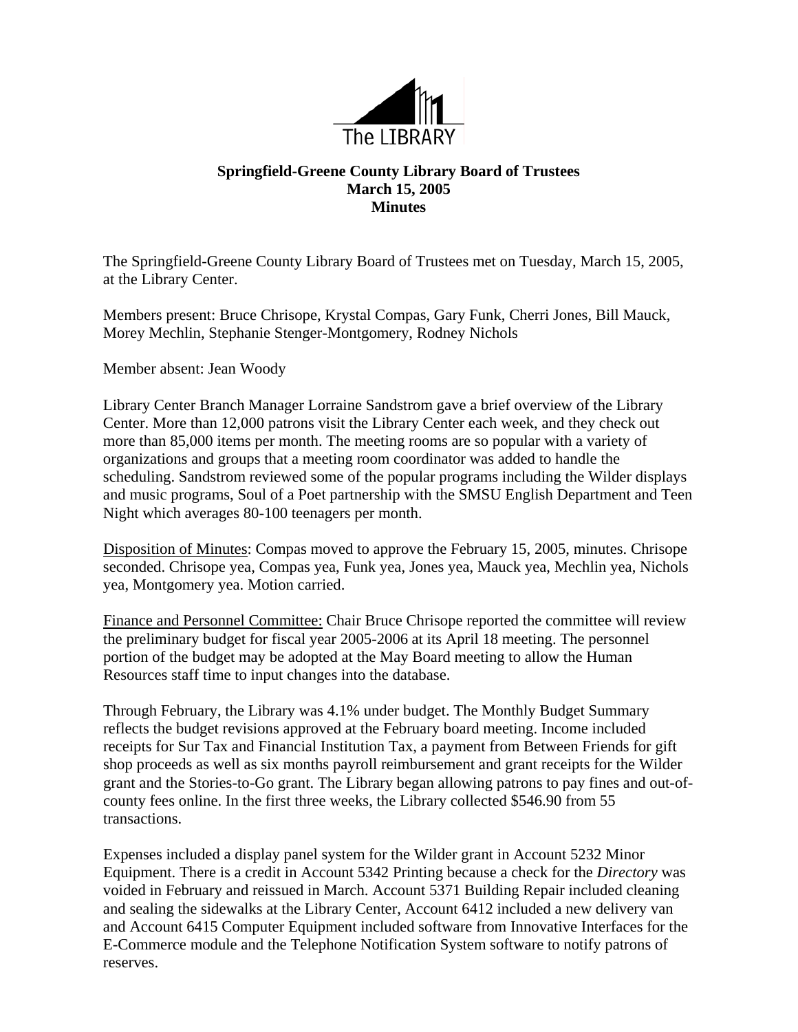The LIBRARY

**Springfield-Greene County Library Board of Trustees**
**March 15, 2005**
**Minutes**

The Springfield-Greene County Library Board of Trustees met on Tuesday, March 15, 2005, at the Library Center.

Members present: Bruce Chrisope, Krystal Compas, Gary Funk, Cherri Jones, Bill Mauck, Morey Mechlin, Stephanie Stenger-Montgomery, Rodney Nichols

Member absent: Jean Woody

Library Center Branch Manager Lorraine Sandstrom gave a brief overview of the Library Center. More than 12,000 patrons visit the Library Center each week, and they check out more than 85,000 items per month. The meeting rooms are so popular with a variety of organizations and groups that a meeting room coordinator was added to handle the scheduling. Sandstrom reviewed some of the popular programs including the Wilder displays and music programs, Soul of a Poet partnership with the SMSU English Department and Teen Night which averages 80-100 teenagers per month.

<u>Disposition of Minutes</u>: Compas moved to approve the February 15, 2005, minutes. Chrisope seconded. Chrisope yea, Compas yea, Funk yea, Jones yea, Mauck yea, Mechlin yea, Nichols yea, Montgomery yea. Motion carried.

<u>Finance and Personnel Committee:</u> Chair Bruce Chrisope reported the committee will review the preliminary budget for fiscal year 2005-2006 at its April 18 meeting. The personnel portion of the budget may be adopted at the May Board meeting to allow the Human Resources staff time to input changes into the database.

Through February, the Library was 4.1% under budget. The Monthly Budget Summary reflects the budget revisions approved at the February board meeting. Income included receipts for Sur Tax and Financial Institution Tax, a payment from Between Friends for gift shop proceeds as well as six months payroll reimbursement and grant receipts for the Wilder grant and the Stories-to-Go grant. The Library began allowing patrons to pay fines and out-of-county fees online. In the first three weeks, the Library collected $546.90 from 55 transactions.

Expenses included a display panel system for the Wilder grant in Account 5232 Minor Equipment. There is a credit in Account 5342 Printing because a check for the *Directory* was voided in February and reissued in March. Account 5371 Building Repair included cleaning and sealing the sidewalks at the Library Center, Account 6412 included a new delivery van and Account 6415 Computer Equipment included software from Innovative Interfaces for the E-Commerce module and the Telephone Notification System software to notify patrons of reserves.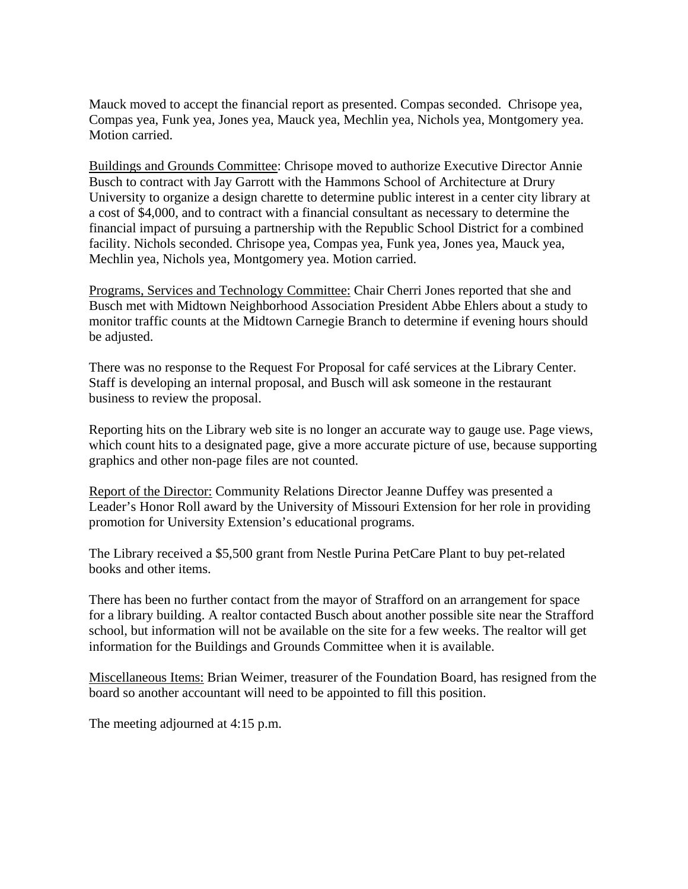Mauck moved to accept the financial report as presented. Compas seconded. Chrisope yea, Compas yea, Funk yea, Jones yea, Mauck yea, Mechlin yea, Nichols yea, Montgomery yea. Motion carried.

Buildings and Grounds Committee: Chrisope moved to authorize Executive Director Annie Busch to contract with Jay Garrott with the Hammons School of Architecture at Drury University to organize a design charette to determine public interest in a center city library at a cost of $4,000, and to contract with a financial consultant as necessary to determine the financial impact of pursuing a partnership with the Republic School District for a combined facility. Nichols seconded. Chrisope yea, Compas yea, Funk yea, Jones yea, Mauck yea, Mechlin yea, Nichols yea, Montgomery yea. Motion carried.

Programs, Services and Technology Committee: Chair Cherri Jones reported that she and Busch met with Midtown Neighborhood Association President Abbe Ehlers about a study to monitor traffic counts at the Midtown Carnegie Branch to determine if evening hours should be adjusted.

There was no response to the Request For Proposal for café services at the Library Center. Staff is developing an internal proposal, and Busch will ask someone in the restaurant business to review the proposal.

Reporting hits on the Library web site is no longer an accurate way to gauge use. Page views, which count hits to a designated page, give a more accurate picture of use, because supporting graphics and other non-page files are not counted.

Report of the Director: Community Relations Director Jeanne Duffey was presented a Leader's Honor Roll award by the University of Missouri Extension for her role in providing promotion for University Extension's educational programs.

The Library received a $5,500 grant from Nestle Purina PetCare Plant to buy pet-related books and other items.

There has been no further contact from the mayor of Strafford on an arrangement for space for a library building. A realtor contacted Busch about another possible site near the Strafford school, but information will not be available on the site for a few weeks. The realtor will get information for the Buildings and Grounds Committee when it is available.

Miscellaneous Items: Brian Weimer, treasurer of the Foundation Board, has resigned from the board so another accountant will need to be appointed to fill this position.

The meeting adjourned at 4:15 p.m.